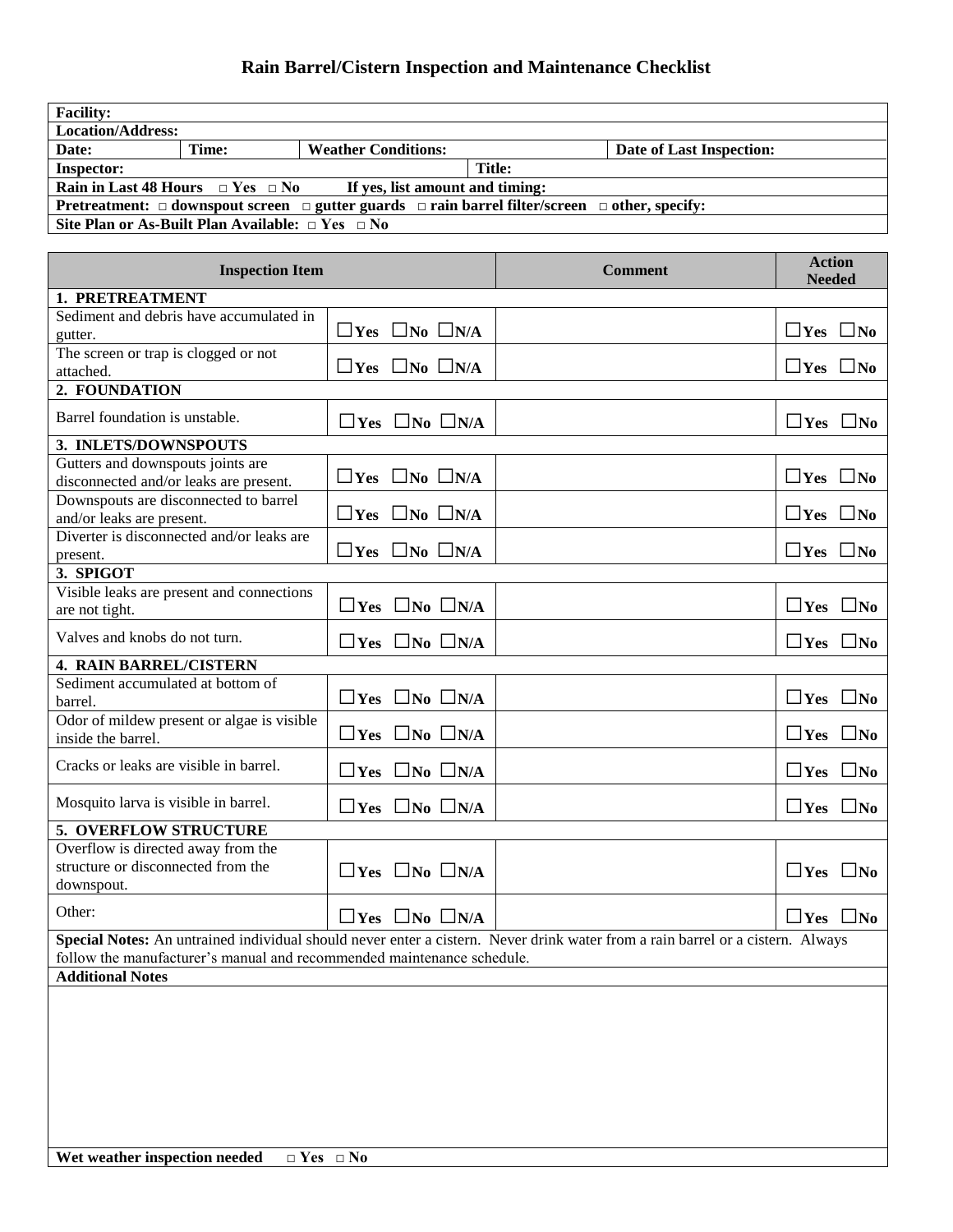# Rain Barrel/Cistern Inspection and Maintenance Checklist

| **Facility:** | | | |
|---|---|---|---|
| **Location/Address:** | | | |
| **Date:** | **Time:** | **Weather Conditions:** | **Date of Last Inspection:** |
| **Inspector:** | | **Title:** | |
| **Rain in Last 48 Hours** □ Yes □ No | | **If yes, list amount and timing:** | |
| **Pretreatment:** □ downspout screen □ gutter guards □ rain barrel filter/screen □ other, specify: | | | |
| **Site Plan or As-Built Plan Available:** □ Yes □ No | | | |

| Inspection Item | | Comment | Action Needed |
|---|---|---|---|
| **1. PRETREATMENT** | | | |
| Sediment and debris have accumulated in gutter. | ☐Yes ☐No ☐N/A | | ☐Yes ☐No |
| The screen or trap is clogged or not attached. | ☐Yes ☐No ☐N/A | | ☐Yes ☐No |
| **2. FOUNDATION** | | | |
| Barrel foundation is unstable. | ☐Yes ☐No ☐N/A | | ☐Yes ☐No |
| **3. INLETS/DOWNSPOUTS** | | | |
| Gutters and downspouts joints are disconnected and/or leaks are present. | ☐Yes ☐No ☐N/A | | ☐Yes ☐No |
| Downspouts are disconnected to barrel and/or leaks are present. | ☐Yes ☐No ☐N/A | | ☐Yes ☐No |
| Diverter is disconnected and/or leaks are present. | ☐Yes ☐No ☐N/A | | ☐Yes ☐No |
| **3. SPIGOT** | | | |
| Visible leaks are present and connections are not tight. | ☐Yes ☐No ☐N/A | | ☐Yes ☐No |
| Valves and knobs do not turn. | ☐Yes ☐No ☐N/A | | ☐Yes ☐No |
| **4. RAIN BARREL/CISTERN** | | | |
| Sediment accumulated at bottom of barrel. | ☐Yes ☐No ☐N/A | | ☐Yes ☐No |
| Odor of mildew present or algae is visible inside the barrel. | ☐Yes ☐No ☐N/A | | ☐Yes ☐No |
| Cracks or leaks are visible in barrel. | ☐Yes ☐No ☐N/A | | ☐Yes ☐No |
| Mosquito larva is visible in barrel. | ☐Yes ☐No ☐N/A | | ☐Yes ☐No |
| **5. OVERFLOW STRUCTURE** | | | |
| Overflow is directed away from the structure or disconnected from the downspout. | ☐Yes ☐No ☐N/A | | ☐Yes ☐No |
| Other: | ☐Yes ☐No ☐N/A | | ☐Yes ☐No |

**Special Notes:** An untrained individual should never enter a cistern. Never drink water from a rain barrel or a cistern. Always follow the manufacturer's manual and recommended maintenance schedule.

**Additional Notes**

**Wet weather inspection needed** □ Yes □ No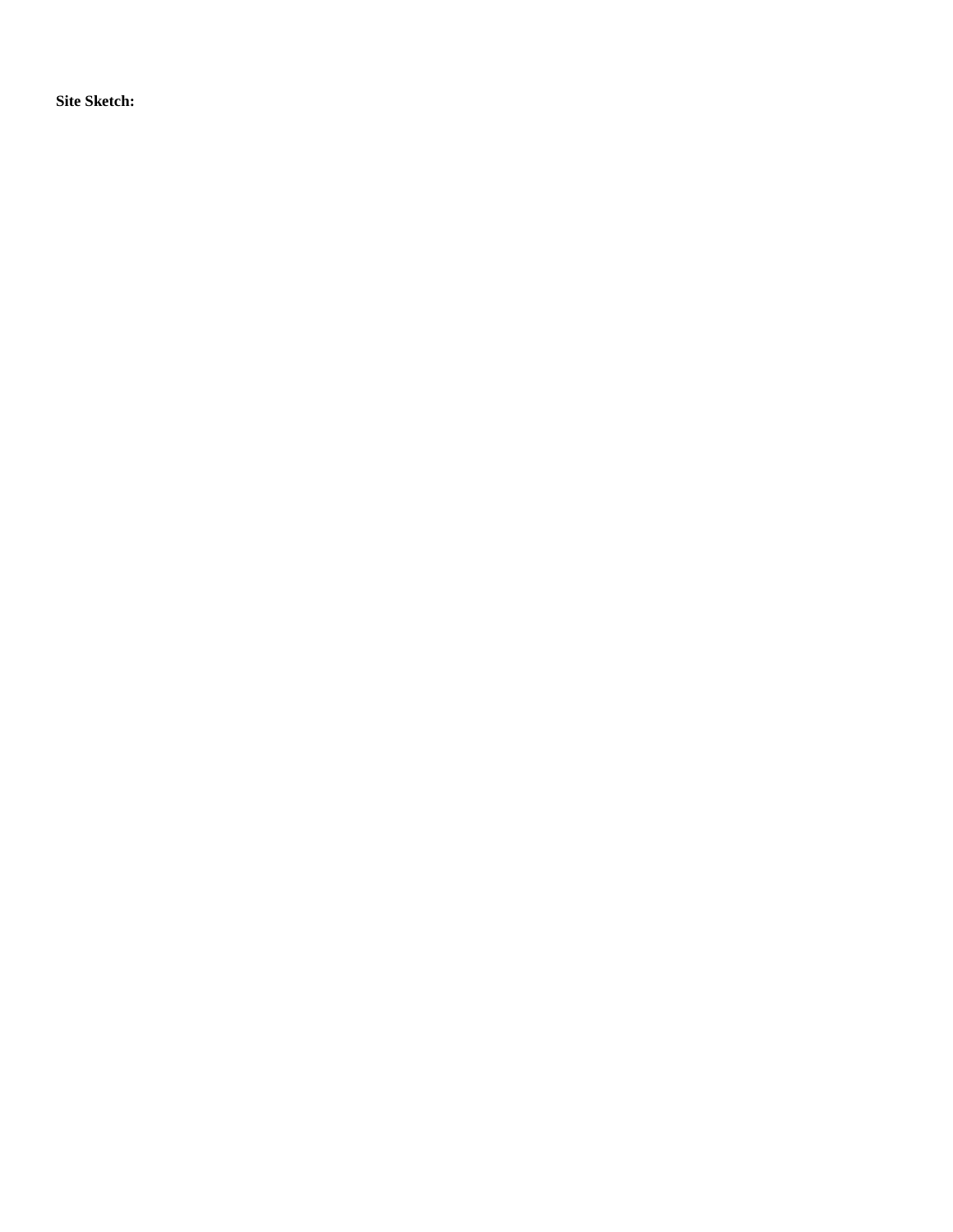**Site Sketch:**